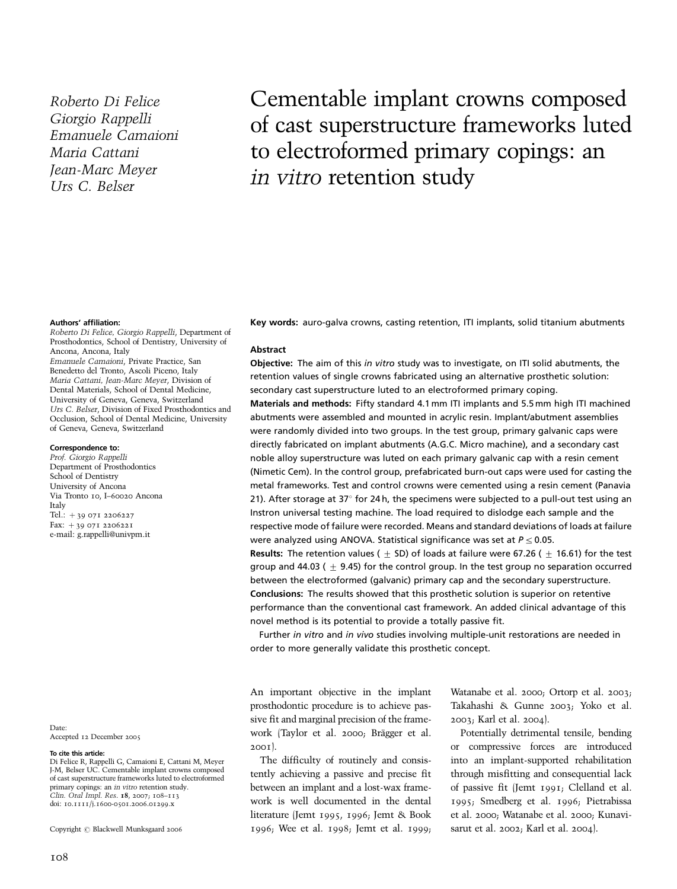Roberto Di Felice
Giorgio Rappelli
Emanuele Camaioni
Maria Cattani
Jean-Marc Meyer
Urs C. Belser

# Cementable implant crowns composed of cast superstructure frameworks luted to electroformed primary copings: an *in vitro* retention study

**Authors' affiliation:**
*Roberto Di Felice, Giorgio Rappelli*, Department of Prosthodontics, School of Dentistry, University of Ancona, Ancona, Italy
*Emanuele Camaioni*, Private Practice, San Benedetto del Tronto, Ascoli Piceno, Italy
*Maria Cattani, Jean-Marc Meyer*, Division of Dental Materials, School of Dental Medicine, University of Geneva, Geneva, Switzerland
*Urs C. Belser*, Division of Fixed Prosthodontics and Occlusion, School of Dental Medicine, University of Geneva, Geneva, Switzerland

**Correspondence to:**
*Prof. Giorgio Rappelli*
Department of Prosthodontics
School of Dentistry
University of Ancona
Via Tronto 10, I–60020 Ancona
Italy
Tel.: +39 071 2206227
Fax: +39 071 2206221
e-mail: g.rappelli@univpm.it

Date:
Accepted 12 December 2005

**To cite this article:**
Di Felice R, Rappelli G, Camaioni E, Cattani M, Meyer J-M, Belser UC. Cementable implant crowns composed of cast superstructure frameworks luted to electroformed primary copings: an *in vitro* retention study.
*Clin. Oral Impl. Res.* **18**, 2007; 108–113
doi: 10.1111/j.1600-0501.2006.01299.x

Copyright © Blackwell Munksgaard 2006

**Key words:** auro-galva crowns, casting retention, ITI implants, solid titanium abutments

**Abstract**

**Objective:** The aim of this *in vitro* study was to investigate, on ITI solid abutments, the retention values of single crowns fabricated using an alternative prosthetic solution: secondary cast superstructure luted to an electroformed primary coping.

**Materials and methods:** Fifty standard 4.1 mm ITI implants and 5.5 mm high ITI machined abutments were assembled and mounted in acrylic resin. Implant/abutment assemblies were randomly divided into two groups. In the test group, primary galvanic caps were directly fabricated on implant abutments (A.G.C. Micro machine), and a secondary cast noble alloy superstructure was luted on each primary galvanic cap with a resin cement (Nimetic Cem). In the control group, prefabricated burn-out caps were used for casting the metal frameworks. Test and control crowns were cemented using a resin cement (Panavia 21). After storage at 37° for 24 h, the specimens were subjected to a pull-out test using an Instron universal testing machine. The load required to dislodge each sample and the respective mode of failure were recorded. Means and standard deviations of loads at failure were analyzed using ANOVA. Statistical significance was set at $P \leq 0.05$.

**Results:** The retention values ($\pm$ SD) of loads at failure were 67.26 ($\pm$ 16.61) for the test group and 44.03 ($\pm$ 9.45) for the control group. In the test group no separation occurred between the electroformed (galvanic) primary cap and the secondary superstructure.

**Conclusions:** The results showed that this prosthetic solution is superior on retentive performance than the conventional cast framework. An added clinical advantage of this novel method is its potential to provide a totally passive fit.

Further *in vitro* and *in vivo* studies involving multiple-unit restorations are needed in order to more generally validate this prosthetic concept.

An important objective in the implant prosthodontic procedure is to achieve passive fit and marginal precision of the framework (Taylor et al. 2000; Brägger et al. 2001).

The difficulty of routinely and consistently achieving a passive and precise fit between an implant and a lost-wax framework is well documented in the dental literature (Jemt 1995, 1996; Jemt & Book 1996; Wee et al. 1998; Jemt et al. 1999; Watanabe et al. 2000; Ortorp et al. 2003; Takahashi & Gunne 2003; Yoko et al. 2003; Karl et al. 2004).

Potentially detrimental tensile, bending or compressive forces are introduced into an implant-supported rehabilitation through misfitting and consequential lack of passive fit (Jemt 1991; Clelland et al. 1995; Smedberg et al. 1996; Pietrabissa et al. 2000; Watanabe et al. 2000; Kunavisarut et al. 2002; Karl et al. 2004).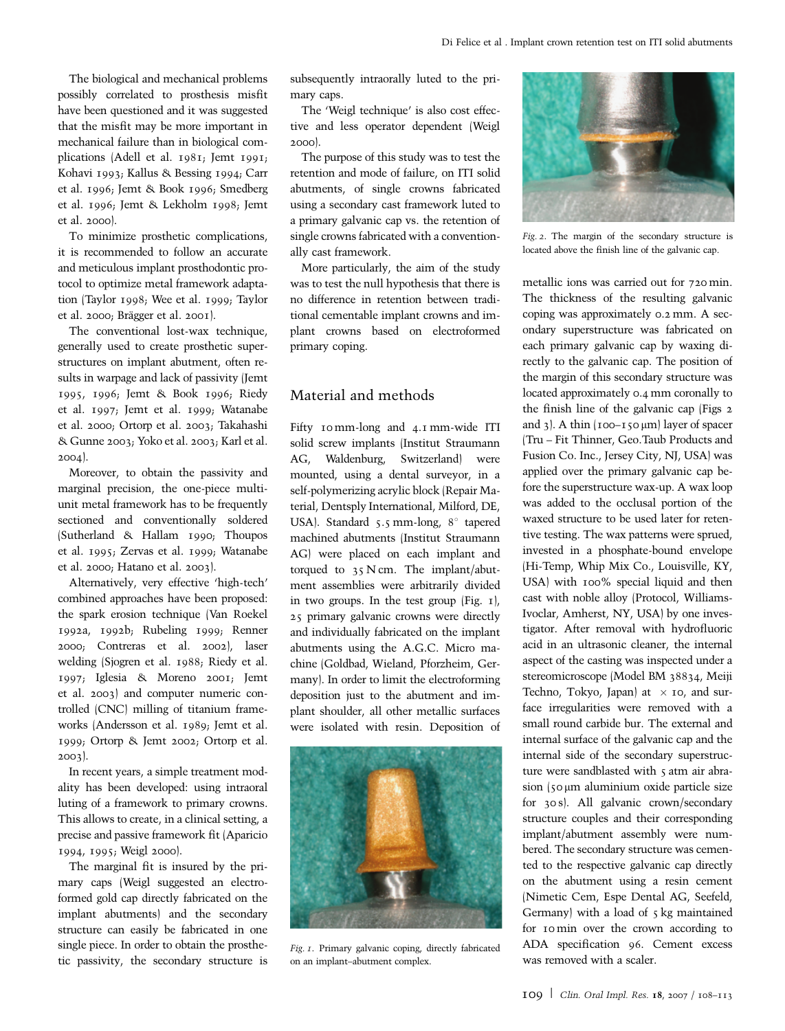The biological and mechanical problems possibly correlated to prosthesis misfit have been questioned and it was suggested that the misfit may be more important in mechanical failure than in biological complications (Adell et al. 1981; Jemt 1991; Kohavi 1993; Kallus & Bessing 1994; Carr et al. 1996; Jemt & Book 1996; Smedberg et al. 1996; Jemt & Lekholm 1998; Jemt et al. 2000).

To minimize prosthetic complications, it is recommended to follow an accurate and meticulous implant prosthodontic protocol to optimize metal framework adaptation (Taylor 1998; Wee et al. 1999; Taylor et al. 2000; Brägger et al. 2001).

The conventional lost-wax technique, generally used to create prosthetic superstructures on implant abutment, often results in warpage and lack of passivity (Jemt 1995, 1996; Jemt & Book 1996; Riedy et al. 1997; Jemt et al. 1999; Watanabe et al. 2000; Ortorp et al. 2003; Takahashi & Gunne 2003; Yoko et al. 2003; Karl et al. 2004).

Moreover, to obtain the passivity and marginal precision, the one-piece multi-unit metal framework has to be frequently sectioned and conventionally soldered (Sutherland & Hallam 1990; Thoupos et al. 1995; Zervas et al. 1999; Watanabe et al. 2000; Hatano et al. 2003).

Alternatively, very effective 'high-tech' combined approaches have been proposed: the spark erosion technique (Van Roekel 1992a, 1992b; Rubeling 1999; Renner 2000; Contreras et al. 2002), laser welding (Sjogren et al. 1988; Riedy et al. 1997; Iglesia & Moreno 2001; Jemt et al. 2003) and computer numeric controlled (CNC) milling of titanium frameworks (Andersson et al. 1989; Jemt et al. 1999; Ortorp & Jemt 2002; Ortorp et al. 2003).

In recent years, a simple treatment modality has been developed: using intraoral luting of a framework to primary crowns. This allows to create, in a clinical setting, a precise and passive framework fit (Aparicio 1994, 1995; Weigl 2000).

The marginal fit is insured by the primary caps (Weigl suggested an electroformed gold cap directly fabricated on the implant abutments) and the secondary structure can easily be fabricated in one single piece. In order to obtain the prosthetic passivity, the secondary structure is subsequently intraorally luted to the primary caps.

The 'Weigl technique' is also cost effective and less operator dependent (Weigl 2000).

The purpose of this study was to test the retention and mode of failure, on ITI solid abutments, of single crowns fabricated using a secondary cast framework luted to a primary galvanic cap vs. the retention of single crowns fabricated with a conventionally cast framework.

More particularly, the aim of the study was to test the null hypothesis that there is no difference in retention between traditional cementable implant crowns and implant crowns based on electroformed primary coping.

## Material and methods

Fifty 10 mm-long and 4.1 mm-wide ITI solid screw implants (Institut Straumann AG, Waldenburg, Switzerland) were mounted, using a dental surveyor, in a self-polymerizing acrylic block (Repair Material, Dentsply International, Milford, DE, USA). Standard 5.5 mm-long, 8° tapered machined abutments (Institut Straumann AG) were placed on each implant and torqued to 35 N cm. The implant/abutment assemblies were arbitrarily divided in two groups. In the test group (Fig. 1), 25 primary galvanic crowns were directly and individually fabricated on the implant abutments using the A.G.C. Micro machine (Goldbad, Wieland, Pforzheim, Germany). In order to limit the electroforming deposition just to the abutment and implant shoulder, all other metallic surfaces were isolated with resin. Deposition of metallic ions was carried out for 720 min. The thickness of the resulting galvanic coping was approximately 0.2 mm. A secondary superstructure was fabricated on each primary galvanic cap by waxing directly to the galvanic cap. The position of the margin of this secondary structure was located approximately 0.4 mm coronally to the finish line of the galvanic cap (Figs 2 and 3). A thin (100–150 μm) layer of spacer (Tru – Fit Thinner, Geo.Taub Products and Fusion Co. Inc., Jersey City, NJ, USA) was applied over the primary galvanic cap before the superstructure wax-up. A wax loop was added to the occlusal portion of the waxed structure to be used later for retentive testing. The wax patterns were sprued, invested in a phosphate-bound envelope (Hi-Temp, Whip Mix Co., Louisville, KY, USA) with 100% special liquid and then cast with noble alloy (Protocol, Williams-Ivoclar, Amherst, NY, USA) by one investigator. After removal with hydrofluoric acid in an ultrasonic cleaner, the internal aspect of the casting was inspected under a stereomicroscope (Model BM 38834, Meiji Techno, Tokyo, Japan) at × 10, and surface irregularities were removed with a small round carbide bur. The external and internal surface of the galvanic cap and the internal side of the secondary superstructure were sandblasted with 5 atm air abrasion (50 μm aluminium oxide particle size for 30 s). All galvanic crown/secondary structure couples and their corresponding implant/abutment assembly were numbered. The secondary structure was cemented to the respective galvanic cap directly on the abutment using a resin cement (Nimetic Cem, Espe Dental AG, Seefeld, Germany) with a load of 5 kg maintained for 10 min over the crown according to ADA specification 96. Cement excess was removed with a scaler.

*Fig. 1.* Primary galvanic coping, directly fabricated on an implant–abutment complex.

*Fig. 2.* The margin of the secondary structure is located above the finish line of the galvanic cap.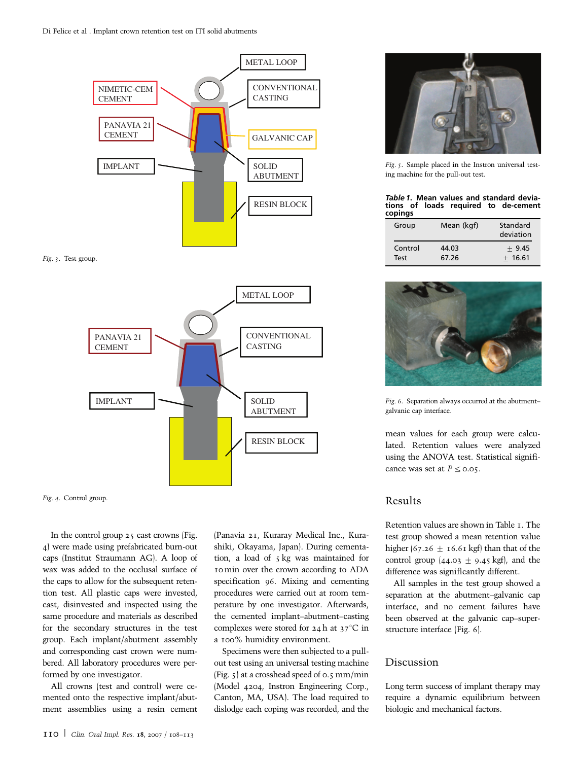Fig. 3. Test group.

Fig. 4. Control group.

In the control group 25 cast crowns (Fig. 4) were made using prefabricated burn-out caps (Institut Straumann AG). A loop of wax was added to the occlusal surface of the caps to allow for the subsequent retention test. All plastic caps were invested, cast, disinvested and inspected using the same procedure and materials as described for the secondary structures in the test group. Each implant/abutment assembly and corresponding cast crown were numbered. All laboratory procedures were performed by one investigator.

All crowns (test and control) were cemented onto the respective implant/abutment assemblies using a resin cement (Panavia 21, Kuraray Medical Inc., Kurashiki, Okayama, Japan). During cementation, a load of 5 kg was maintained for 10 min over the crown according to ADA specification 96. Mixing and cementing procedures were carried out at room temperature by one investigator. Afterwards, the cemented implant–abutment–casting complexes were stored for 24 h at 37°C in a 100% humidity environment.

Specimens were then subjected to a pull-out test using an universal testing machine (Fig. 5) at a crosshead speed of 0.5 mm/min (Model 4204, Instron Engineering Corp., Canton, MA, USA). The load required to dislodge each coping was recorded, and the mean values for each group were calculated. Retention values were analyzed using the ANOVA test. Statistical significance was set at $P \leq 0.05$.

Fig. 5. Sample placed in the Instron universal testing machine for the pull-out test.

**Table 1. Mean values and standard deviations of loads required to de-cement copings**

| Group | Mean (kgf) | Standard deviation |
|---|---|---|
| Control | 44.03 | ± 9.45 |
| Test | 67.26 | ± 16.61 |

Fig. 6. Separation always occurred at the abutment–galvanic cap interface.

## Results

Retention values are shown in Table 1. The test group showed a mean retention value higher (67.26 ± 16.61 kgf) than that of the control group (44.03 ± 9.45 kgf), and the difference was significantly different.

All samples in the test group showed a separation at the abutment–galvanic cap interface, and no cement failures have been observed at the galvanic cap–superstructure interface (Fig. 6).

## Discussion

Long term success of implant therapy may require a dynamic equilibrium between biologic and mechanical factors.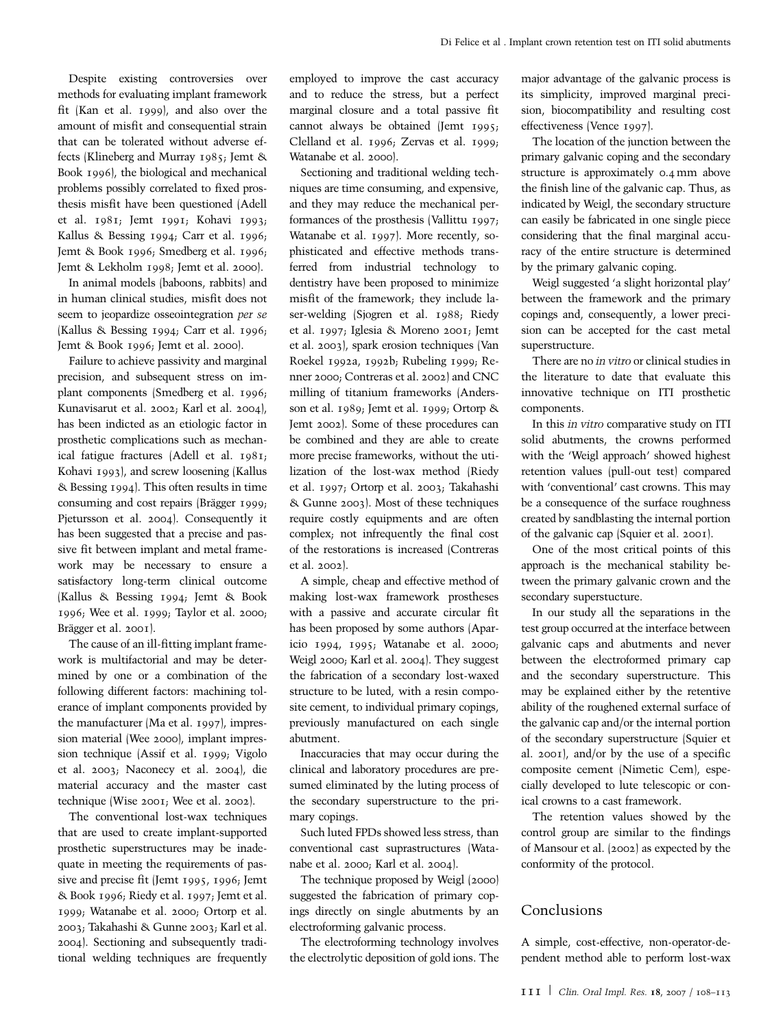Despite existing controversies over methods for evaluating implant framework fit (Kan et al. 1999), and also over the amount of misfit and consequential strain that can be tolerated without adverse effects (Klineberg and Murray 1985; Jemt & Book 1996), the biological and mechanical problems possibly correlated to fixed prosthesis misfit have been questioned (Adell et al. 1981; Jemt 1991; Kohavi 1993; Kallus & Bessing 1994; Carr et al. 1996; Jemt & Book 1996; Smedberg et al. 1996; Jemt & Lekholm 1998; Jemt et al. 2000).

In animal models (baboons, rabbits) and in human clinical studies, misfit does not seem to jeopardize osseointegration *per se* (Kallus & Bessing 1994; Carr et al. 1996; Jemt & Book 1996; Jemt et al. 2000).

Failure to achieve passivity and marginal precision, and subsequent stress on implant components (Smedberg et al. 1996; Kunavisarut et al. 2002; Karl et al. 2004), has been indicted as an etiologic factor in prosthetic complications such as mechanical fatigue fractures (Adell et al. 1981; Kohavi 1993), and screw loosening (Kallus & Bessing 1994). This often results in time consuming and cost repairs (Brägger 1999; Pjetursson et al. 2004). Consequently it has been suggested that a precise and passive fit between implant and metal framework may be necessary to ensure a satisfactory long-term clinical outcome (Kallus & Bessing 1994; Jemt & Book 1996; Wee et al. 1999; Taylor et al. 2000; Brägger et al. 2001).

The cause of an ill-fitting implant framework is multifactorial and may be determined by one or a combination of the following different factors: machining tolerance of implant components provided by the manufacturer (Ma et al. 1997), impression material (Wee 2000), implant impression technique (Assif et al. 1999; Vigolo et al. 2003; Naconecy et al. 2004), die material accuracy and the master cast technique (Wise 2001; Wee et al. 2002).

The conventional lost-wax techniques that are used to create implant-supported prosthetic superstructures may be inadequate in meeting the requirements of passive and precise fit (Jemt 1995, 1996; Jemt & Book 1996; Riedy et al. 1997; Jemt et al. 1999; Watanabe et al. 2000; Ortorp et al. 2003; Takahashi & Gunne 2003; Karl et al. 2004). Sectioning and subsequently traditional welding techniques are frequently employed to improve the cast accuracy and to reduce the stress, but a perfect marginal closure and a total passive fit cannot always be obtained (Jemt 1995; Clelland et al. 1996; Zervas et al. 1999; Watanabe et al. 2000).

Sectioning and traditional welding techniques are time consuming, and expensive, and they may reduce the mechanical performances of the prosthesis (Vallittu 1997; Watanabe et al. 1997). More recently, sophisticated and effective methods transferred from industrial technology to dentistry have been proposed to minimize misfit of the framework; they include laser-welding (Sjogren et al. 1988; Riedy et al. 1997; Iglesia & Moreno 2001; Jemt et al. 2003), spark erosion techniques (Van Roekel 1992a, 1992b; Rubeling 1999; Renner 2000; Contreras et al. 2002) and CNC milling of titanium frameworks (Andersson et al. 1989; Jemt et al. 1999; Ortorp & Jemt 2002). Some of these procedures can be combined and they are able to create more precise frameworks, without the utilization of the lost-wax method (Riedy et al. 1997; Ortorp et al. 2003; Takahashi & Gunne 2003). Most of these techniques require costly equipments and are often complex; not infrequently the final cost of the restorations is increased (Contreras et al. 2002).

A simple, cheap and effective method of making lost-wax framework prostheses with a passive and accurate circular fit has been proposed by some authors (Aparicio 1994, 1995; Watanabe et al. 2000; Weigl 2000; Karl et al. 2004). They suggest the fabrication of a secondary lost-waxed structure to be luted, with a resin composite cement, to individual primary copings, previously manufactured on each single abutment.

Inaccuracies that may occur during the clinical and laboratory procedures are presumed eliminated by the luting process of the secondary superstructure to the primary copings.

Such luted FPDs showed less stress, than conventional cast suprastructures (Watanabe et al. 2000; Karl et al. 2004).

The technique proposed by Weigl (2000) suggested the fabrication of primary copings directly on single abutments by an electroforming galvanic process.

The electroforming technology involves the electrolytic deposition of gold ions. The major advantage of the galvanic process is its simplicity, improved marginal precision, biocompatibility and resulting cost effectiveness (Vence 1997).

The location of the junction between the primary galvanic coping and the secondary structure is approximately 0.4 mm above the finish line of the galvanic cap. Thus, as indicated by Weigl, the secondary structure can easily be fabricated in one single piece considering that the final marginal accuracy of the entire structure is determined by the primary galvanic coping.

Weigl suggested 'a slight horizontal play' between the framework and the primary copings and, consequently, a lower precision can be accepted for the cast metal superstructure.

There are no *in vitro* or clinical studies in the literature to date that evaluate this innovative technique on ITI prosthetic components.

In this *in vitro* comparative study on ITI solid abutments, the crowns performed with the 'Weigl approach' showed highest retention values (pull-out test) compared with 'conventional' cast crowns. This may be a consequence of the surface roughness created by sandblasting the internal portion of the galvanic cap (Squier et al. 2001).

One of the most critical points of this approach is the mechanical stability between the primary galvanic crown and the secondary superstucture.

In our study all the separations in the test group occurred at the interface between galvanic caps and abutments and never between the electroformed primary cap and the secondary superstructure. This may be explained either by the retentive ability of the roughened external surface of the galvanic cap and/or the internal portion of the secondary superstructure (Squier et al. 2001), and/or by the use of a specific composite cement (Nimetic Cem), especially developed to lute telescopic or conical crowns to a cast framework.

The retention values showed by the control group are similar to the findings of Mansour et al. (2002) as expected by the conformity of the protocol.

## Conclusions

A simple, cost-effective, non-operator-dependent method able to perform lost-wax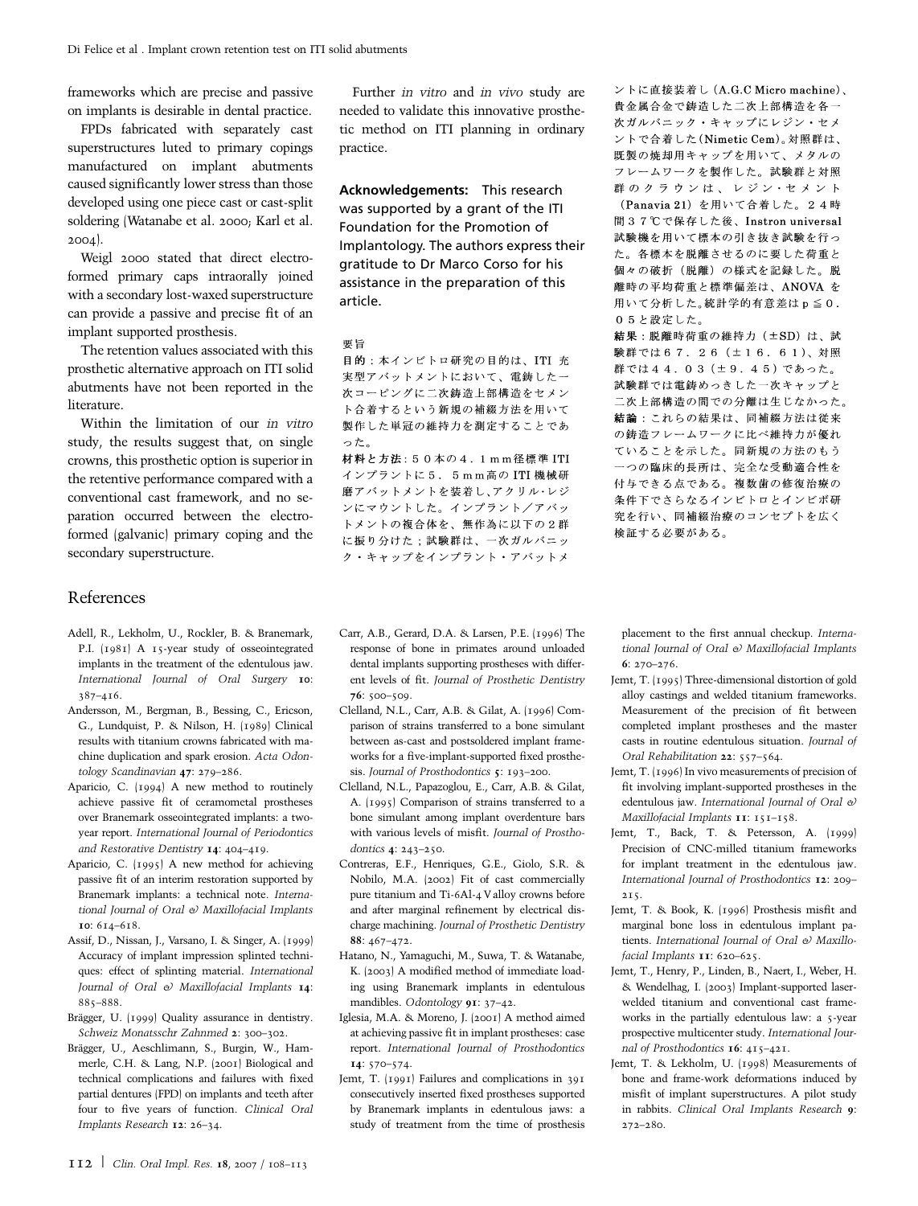frameworks which are precise and passive on implants is desirable in dental practice.

FPDs fabricated with separately cast superstructures luted to primary copings manufactured on implant abutments caused significantly lower stress than those developed using one piece cast or cast-split soldering (Watanabe et al. 2000; Karl et al. 2004).

Weigl 2000 stated that direct electroformed primary caps intraorally joined with a secondary lost-waxed superstructure can provide a passive and precise fit of an implant supported prosthesis.

The retention values associated with this prosthetic alternative approach on ITI solid abutments have not been reported in the literature.

Within the limitation of our *in vitro* study, the results suggest that, on single crowns, this prosthetic option is superior in the retentive performance compared with a conventional cast framework, and no separation occurred between the electroformed (galvanic) primary coping and the secondary superstructure.

Further *in vitro* and *in vivo* study are needed to validate this innovative prosthetic method on ITI planning in ordinary practice.

**Acknowledgements:** This research was supported by a grant of the ITI Foundation for the Promotion of Implantology. The authors express their gratitude to Dr Marco Corso for his assistance in the preparation of this article.

要旨

**目的**：本インビトロ研究の目的は、ITI 充実型アバットメントにおいて、電鋳した一次コーピングに二次鋳造上部構造をセメント合着するという新規の補綴方法を用いて製作した単冠の維持力を測定することであった。

**材料と方法**：５０本の４．１ｍｍ径標準 ITI インプラントに５．５ｍｍ高の ITI 機械研磨アバットメントを装着し、アクリル・レジンにマウントした。インプラント／アバットメントの複合体を、無作為に以下の２群に振り分けた；試験群は、一次ガルバニック・キャップをインプラント・アバットメントに直接装着し（A.G.C Micro machine）、貴金属合金で鋳造した二次上部構造を各一次ガルバニック・キャップにレジン・セメントで合着した（Nimetic Cem）。対照群は、既製の焼却用キャップを用いて、メタルのフレームワークを製作した。試験群と対照群のクラウンは、レジン・セメント（Panavia 21）を用いて合着した。２４時間３７℃で保存した後、Instron universal 試験機を用いて標本の引き抜き試験を行った。各標本を脱離させるのに要した荷重と個々の破折（脱離）の様式を記録した。脱離時の平均荷重と標準偏差は、ANOVA を用いて分析した。統計学的有意差は p ≦ ０．０５と設定した。

**結果**：脱離時荷重の維持力（±SD）は、試験群では６７．２６（±１６．６１）、対照群では４４．０３（±９．４５）であった。試験群では電鋳めっきした一次キャップと二次上部構造の間での分離は生じなかった。

**結論**：これらの結果は、同補綴方法は従来の鋳造フレームワークに比べ維持力が優れていることを示した。同新規の方法のもう一つの臨床的長所は、完全な受動適合性を付与できる点である。複数歯の修復治療の条件下でさらなるインビトロとインビボ研究を行い、同補綴治療のコンセプトを広く検証する必要がある。

## References

Adell, R., Lekholm, U., Rockler, B. & Branemark, P.I. (1981) A 15-year study of osseointegrated implants in the treatment of the edentulous jaw. *International Journal of Oral Surgery* **10**: 387–416.

Andersson, M., Bergman, B., Bessing, C., Ericson, G., Lundquist, P. & Nilson, H. (1989) Clinical results with titanium crowns fabricated with machine duplication and spark erosion. *Acta Odontology Scandinavian* **47**: 279–286.

Aparicio, C. (1994) A new method to routinely achieve passive fit of ceramometal prostheses over Branemark osseointegrated implants: a two-year report. *International Journal of Periodontics and Restorative Dentistry* **14**: 404–419.

Aparicio, C. (1995) A new method for achieving passive fit of an interim restoration supported by Branemark implants: a technical note. *International Journal of Oral & Maxillofacial Implants* **10**: 614–618.

Assif, D., Nissan, J., Varsano, I. & Singer, A. (1999) Accuracy of implant impression splinted techniques: effect of splinting material. *International Journal of Oral & Maxillofacial Implants* **14**: 885–888.

Brägger, U. (1999) Quality assurance in dentistry. *Schweiz Monatsschr Zahnmed* **2**: 300–302.

Brägger, U., Aeschlimann, S., Burgin, W., Hammerle, C.H. & Lang, N.P. (2001) Biological and technical complications and failures with fixed partial dentures (FPD) on implants and teeth after four to five years of function. *Clinical Oral Implants Research* **12**: 26–34.

Carr, A.B., Gerard, D.A. & Larsen, P.E. (1996) The response of bone in primates around unloaded dental implants supporting prostheses with different levels of fit. *Journal of Prosthetic Dentistry* **76**: 500–509.

Clelland, N.L., Carr, A.B. & Gilat, A. (1996) Comparison of strains transferred to a bone simulant between as-cast and postsoldered implant frameworks for a five-implant-supported fixed prosthesis. *Journal of Prosthodontics* **5**: 193–200.

Clelland, N.L., Papazoglou, E., Carr, A.B. & Gilat, A. (1995) Comparison of strains transferred to a bone simulant among implant overdenture bars with various levels of misfit. *Journal of Prosthodontics* **4**: 243–250.

Contreras, E.F., Henriques, G.E., Giolo, S.R. & Nobilo, M.A. (2002) Fit of cast commercially pure titanium and Ti-6Al-4 V alloy crowns before and after marginal refinement by electrical discharge machining. *Journal of Prosthetic Dentistry* **88**: 467–472.

Hatano, N., Yamaguchi, M., Suwa, T. & Watanabe, K. (2003) A modified method of immediate loading using Branemark implants in edentulous mandibles. *Odontology* **91**: 37–42.

Iglesia, M.A. & Moreno, J. (2001) A method aimed at achieving passive fit in implant prostheses: case report. *International Journal of Prosthodontics* **14**: 570–574.

Jemt, T. (1991) Failures and complications in 391 consecutively inserted fixed prostheses supported by Branemark implants in edentulous jaws: a study of treatment from the time of prosthesis placement to the first annual checkup. *International Journal of Oral & Maxillofacial Implants* **6**: 270–276.

Jemt, T. (1995) Three-dimensional distortion of gold alloy castings and welded titanium frameworks. Measurement of the precision of fit between completed implant prostheses and the master casts in routine edentulous situation. *Journal of Oral Rehabilitation* **22**: 557–564.

Jemt, T. (1996) In vivo measurements of precision of fit involving implant-supported prostheses in the edentulous jaw. *International Journal of Oral & Maxillofacial Implants* **11**: 151–158.

Jemt, T., Back, T. & Petersson, A. (1999) Precision of CNC-milled titanium frameworks for implant treatment in the edentulous jaw. *International Journal of Prosthodontics* **12**: 209–215.

Jemt, T. & Book, K. (1996) Prosthesis misfit and marginal bone loss in edentulous implant patients. *International Journal of Oral & Maxillofacial Implants* **11**: 620–625.

Jemt, T., Henry, P., Linden, B., Naert, I., Weber, H. & Wendelhag, I. (2003) Implant-supported laser-welded titanium and conventional cast frameworks in the partially edentulous law: a 5-year prospective multicenter study. *International Journal of Prosthodontics* **16**: 415–421.

Jemt, T. & Lekholm, U. (1998) Measurements of bone and frame-work deformations induced by misfit of implant superstructures. A pilot study in rabbits. *Clinical Oral Implants Research* **9**: 272–280.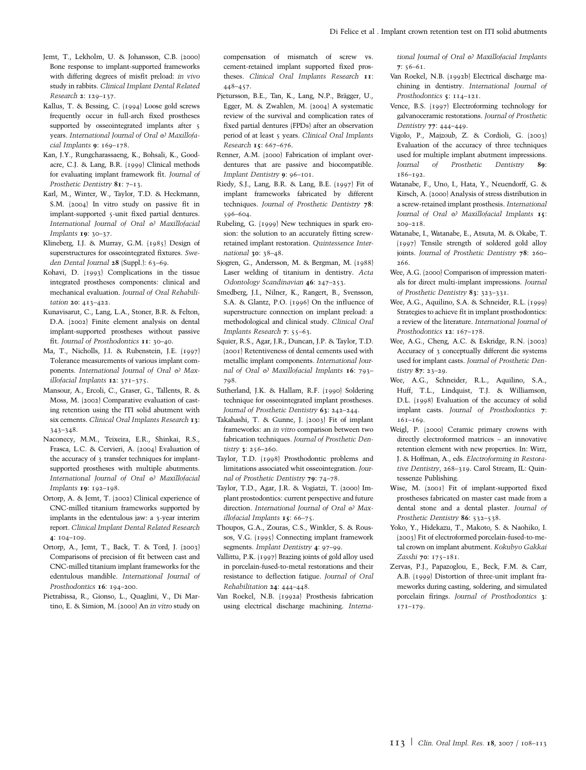Jemt, T., Lekholm, U. & Johansson, C.B. (2000) Bone response to implant-supported frameworks with differing degrees of misfit preload: *in vivo* study in rabbits. *Clinical Implant Dental Related Research* **2**: 129–137.

Kallus, T. & Bessing, C. (1994) Loose gold screws frequently occur in full-arch fixed prostheses supported by osseointegrated implants after 5 years. *International Journal of Oral & Maxillofacial Implants* **9**: 169–178.

Kan, J.Y., Rungcharassaeng, K., Bohsali, K., Goodacre, C.J. & Lang, B.R. (1999) Clinical methods for evaluating implant framework fit. *Journal of Prosthetic Dentistry* **81**: 7–13.

Karl, M., Winter, W., Taylor, T.D. & Heckmann, S.M. (2004) In vitro study on passive fit in implant-supported 5-unit fixed partial dentures. *International Journal of Oral & Maxillofacial Implants* **19**: 30–37.

Klineberg, I.J. & Murray, G.M. (1985) Design of superstructures for osseointegrated fixtures. *Sweden Dental Journal* **28** (Suppl.): 63–69.

Kohavi, D. (1993) Complications in the tissue integrated prostheses components: clinical and mechanical evaluation. *Journal of Oral Rehabilitation* **20**: 413–422.

Kunavisarut, C., Lang, L.A., Stoner, B.R. & Felton, D.A. (2002) Finite element analysis on dental implant-supported prostheses without passive fit. *Journal of Prosthodontics* **11**: 30–40.

Ma, T., Nicholls, J.I. & Rubenstein, J.E. (1997) Tolerance measurements of various implant components. *International Journal of Oral & Maxillofacial Implants* **12**: 371–375.

Mansour, A., Ercoli, C., Graser, G., Tallents, R. & Moss, M. (2002) Comparative evaluation of casting retention using the ITI solid abutment with six cements. *Clinical Oral Implants Research* **13**: 343–348.

Naconecy, M.M., Teixeira, E.R., Shinkai, R.S., Frasca, L.C. & Cervieri, A. (2004) Evaluation of the accuracy of 3 transfer techniques for implant-supported prostheses with multiple abutments. *International Journal of Oral & Maxillofacial Implants* **19**: 192–198.

Ortorp, A. & Jemt, T. (2002) Clinical experience of CNC-milled titanium frameworks supported by implants in the edentulous jaw: a 3-year interim report. *Clinical Implant Dental Related Research* **4**: 104–109.

Ortorp, A., Jemt, T., Back, T. & Tord, J. (2003) Comparisons of precision of fit between cast and CNC-milled titanium implant frameworks for the edentulous mandible. *International Journal of Prosthodontics* **16**: 194–200.

Pietrabissa, R., Gionso, L., Quaglini, V., Di Martino, E. & Simion, M. (2000) An *in vitro* study on compensation of mismatch of screw vs. cement-retained implant supported fixed prostheses. *Clinical Oral Implants Research* **11**: 448–457.

Pjetursson, B.E., Tan, K., Lang, N.P., Brägger, U., Egger, M. & Zwahlen, M. (2004) A systematic review of the survival and complication rates of fixed partial dentures (FPDs) after an observation period of at least 5 years. *Clinical Oral Implants Research* **15**: 667–676.

Renner, A.M. (2000) Fabrication of implant overdentures that are passive and biocompatible. *Implant Dentistry* **9**: 96–101.

Riedy, S.J., Lang, B.R. & Lang, B.E. (1997) Fit of implant frameworks fabricated by different techniques. *Journal of Prosthetic Dentistry* **78**: 596–604.

Rubeling, G. (1999) New techniques in spark erosion: the solution to an accurately fitting screw-retained implant restoration. *Quintessence International* **30**: 38–48.

Sjogren, G., Andersson, M. & Bergman, M. (1988) Laser welding of titanium in dentistry. *Acta Odontology Scandinavian* **46**: 247–253.

Smedberg, J.I., Nilner, K., Rangert, B., Svensson, S.A. & Glantz, P.O. (1996) On the influence of superstructure connection on implant preload: a methodological and clinical study. *Clinical Oral Implants Research* **7**: 55–63.

Squier, R.S., Agar, J.R., Duncan, J.P. & Taylor, T.D. (2001) Retentiveness of dental cements used with metallic implant components. *International Journal of Oral & Maxillofacial Implants* **16**: 793–798.

Sutherland, J.K. & Hallam, R.F. (1990) Soldering technique for osseointegrated implant prostheses. *Journal of Prosthetic Dentistry* **63**: 242–244.

Takahashi, T. & Gunne, J. (2003) Fit of implant frameworks: an *in vitro* comparison between two fabrication techniques. *Journal of Prosthetic Dentistry* **3**: 256–260.

Taylor, T.D. (1998) Prosthodontic problems and limitations associated whit osseointegration. *Journal of Prosthetic Dentistry* **79**: 74–78.

Taylor, T.D., Agar, J.R. & Vogiatzi, T. (2000) Implant prostodontics: current perspective and future direction. *International Journal of Oral & Maxillofacial Implants* **15**: 66–75.

Thoupos, G.A., Zouras, C.S., Winkler, S. & Roussos, V.G. (1995) Connecting implant framework segments. *Implant Dentistry* **4**: 97–99.

Vallittu, P.K. (1997) Brazing joints of gold alloy used in porcelain-fused-to-metal restorations and their resistance to deflection fatigue. *Journal of Oral Rehabilitation* **24**: 444–448.

Van Roekel, N.B. (1992a) Prosthesis fabrication using electrical discharge machining. *International Journal of Oral & Maxillofacial Implants* **7**: 56–61.

Van Roekel, N.B. (1992b) Electrical discharge machining in dentistry. *International Journal of Prosthodontics* **5**: 114–121.

Vence, B.S. (1997) Electroforming technology for galvanoceramic restorations. *Journal of Prosthetic Dentistry* **77**: 444–449.

Vigolo, P., Majzoub, Z. & Cordioli, G. (2003) Evaluation of the accuracy of three techniques used for multiple implant abutment impressions. *Journal of Prosthetic Dentistry* **89**: 186–192.

Watanabe, F., Uno, I., Hata, Y., Neuendorff, G. & Kirsch, A. (2000) Analysis of stress distribution in a screw-retained implant prosthesis. *International Journal of Oral & Maxillofacial Implants* **15**: 209–218.

Watanabe, I., Watanabe, E., Atsuta, M. & Okabe, T. (1997) Tensile strength of soldered gold alloy joints. *Journal of Prosthetic Dentistry* **78**: 260–266.

Wee, A.G. (2000) Comparison of impression materials for direct multi-implant impressions. *Journal of Prosthetic Dentistry* **83**: 323–331.

Wee, A.G., Aquilino, S.A. & Schneider, R.L. (1999) Strategies to achieve fit in implant prosthodontics: a review of the literature. *International Journal of Prosthodontics* **12**: 167–178.

Wee, A.G., Cheng, A.C. & Eskridge, R.N. (2002) Accuracy of 3 conceptually different die systems used for implant casts. *Journal of Prosthetic Dentistry* **87**: 23–29.

Wee, A.G., Schneider, R.L., Aquilino, S.A., Huff, T.L., Lindquist, T.J. & Williamson, D.L. (1998) Evaluation of the accuracy of solid implant casts. *Journal of Prosthodontics* **7**: 161–169.

Weigl, P. (2000) Ceramic primary crowns with directly electroformed matrices – an innovative retention element with new properties. In: Wirz, J. & Hoffman, A., eds. *Electroforming in Restorative Dentistry*, 268–319. Carol Stream, IL: Quintessenze Publishing.

Wise, M. (2001) Fit of implant-supported fixed prostheses fabricated on master cast made from a dental stone and a dental plaster. *Journal of Prosthetic Dentistry* **86**: 532–538.

Yoko, Y., Hidekazu, T., Makoto, S. & Naohiko, I. (2003) Fit of electroformed porcelain-fused-to-metal crown on implant abutment. *Kokubyo Gakkai Zasshi* **70**: 175–181.

Zervas, P.J., Papazoglou, E., Beck, F.M. & Carr, A.B. (1999) Distortion of three-unit implant frameworks during casting, soldering, and simulated porcelain firings. *Journal of Prosthodontics* **3**: 171–179.